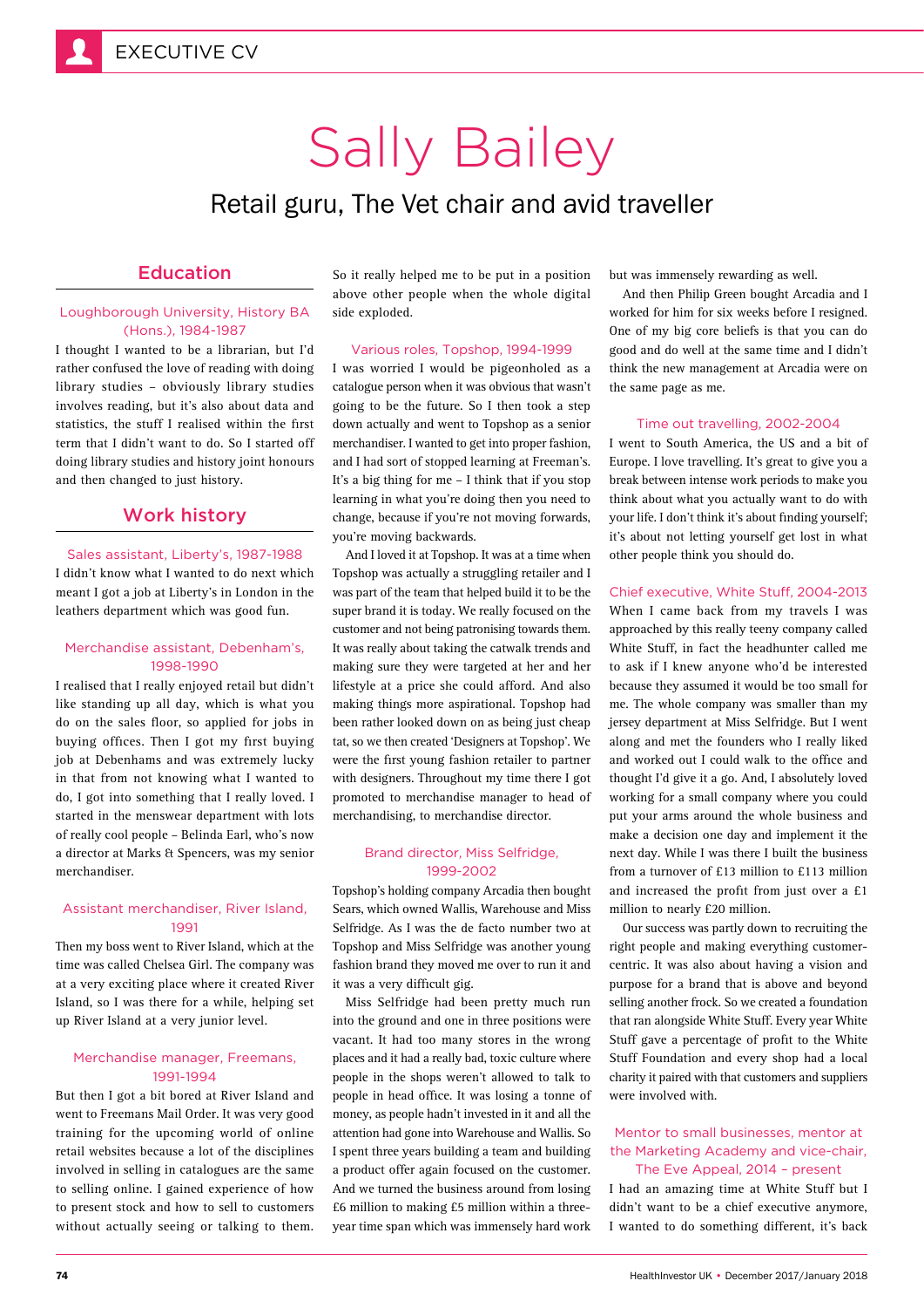EXECUTIVE CV

# Sally Bailey

## Retail guru, The Vet chair and avid traveller

## Education

### Loughborough University, History BA (Hons.), 1984-1987

I thought I wanted to be a librarian, but I'd rather confused the love of reading with doing library studies – obviously library studies involves reading, but it's also about data and statistics, the stuff I realised within the first term that I didn't want to do. So I started off doing library studies and history joint honours and then changed to just history.

## Work history

### Sales assistant, Liberty's, 1987-1988

I didn't know what I wanted to do next which meant I got a job at Liberty's in London in the leathers department which was good fun.

### Merchandise assistant, Debenham's, 1998-1990

I realised that I really enjoyed retail but didn't like standing up all day, which is what you do on the sales floor, so applied for jobs in buying offices. Then I got my first buying job at Debenhams and was extremely lucky in that from not knowing what I wanted to do, I got into something that I really loved. I started in the menswear department with lots of really cool people – Belinda Earl, who's now a director at Marks & Spencers, was my senior merchandiser.

### Assistant merchandiser, River Island, 1991

Then my boss went to River Island, which at the time was called Chelsea Girl. The company was at a very exciting place where it created River Island, so I was there for a while, helping set up River Island at a very junior level.

### Merchandise manager, Freemans, 1991-1994

But then I got a bit bored at River Island and went to Freemans Mail Order. It was very good training for the upcoming world of online retail websites because a lot of the disciplines involved in selling in catalogues are the same to selling online. I gained experience of how to present stock and how to sell to customers without actually seeing or talking to them. So it really helped me to be put in a position above other people when the whole digital side exploded.

### Various roles, Topshop, 1994-1999

I was worried I would be pigeonholed as a catalogue person when it was obvious that wasn't going to be the future. So I then took a step down actually and went to Topshop as a senior merchandiser. I wanted to get into proper fashion, and I had sort of stopped learning at Freeman's. It's a big thing for me – I think that if you stop learning in what you're doing then you need to change, because if you're not moving forwards, you're moving backwards.

And I loved it at Topshop. It was at a time when Topshop was actually a struggling retailer and I was part of the team that helped build it to be the super brand it is today. We really focused on the customer and not being patronising towards them. It was really about taking the catwalk trends and making sure they were targeted at her and her lifestyle at a price she could afford. And also making things more aspirational. Topshop had been rather looked down on as being just cheap tat, so we then created 'Designers at Topshop'. We were the first young fashion retailer to partner with designers. Throughout my time there I got promoted to merchandise manager to head of merchandising, to merchandise director.

### Brand director, Miss Selfridge, 1999-2002

Topshop's holding company Arcadia then bought Sears, which owned Wallis, Warehouse and Miss Selfridge. As I was the de facto number two at Topshop and Miss Selfridge was another young fashion brand they moved me over to run it and it was a very difficult gig.

Miss Selfridge had been pretty much run into the ground and one in three positions were vacant. It had too many stores in the wrong places and it had a really bad, toxic culture where people in the shops weren't allowed to talk to people in head office. It was losing a tonne of money, as people hadn't invested in it and all the attention had gone into Warehouse and Wallis. So I spent three years building a team and building a product offer again focused on the customer. And we turned the business around from losing £6 million to making £5 million within a three-year time span which was immensely hard work but was immensely rewarding as well.

And then Philip Green bought Arcadia and I worked for him for six weeks before I resigned. One of my big core beliefs is that you can do good and do well at the same time and I didn't think the new management at Arcadia were on the same page as me.

### Time out travelling, 2002-2004

I went to South America, the US and a bit of Europe. I love travelling. It's great to give you a break between intense work periods to make you think about what you actually want to do with your life. I don't think it's about finding yourself; it's about not letting yourself get lost in what other people think you should do.

### Chief executive, White Stuff, 2004-2013

When I came back from my travels I was approached by this really teeny company called White Stuff, in fact the headhunter called me to ask if I knew anyone who'd be interested because they assumed it would be too small for me. The whole company was smaller than my jersey department at Miss Selfridge. But I went along and met the founders who I really liked and worked out I could walk to the office and thought I'd give it a go. And, I absolutely loved working for a small company where you could put your arms around the whole business and make a decision one day and implement it the next day. While I was there I built the business from a turnover of £13 million to £113 million and increased the profit from just over a £1 million to nearly £20 million.

Our success was partly down to recruiting the right people and making everything customer-centric. It was also about having a vision and purpose for a brand that is above and beyond selling another frock. So we created a foundation that ran alongside White Stuff. Every year White Stuff gave a percentage of profit to the White Stuff Foundation and every shop had a local charity it paired with that customers and suppliers were involved with.

### Mentor to small businesses, mentor at the Marketing Academy and vice-chair, The Eve Appeal, 2014 – present

I had an amazing time at White Stuff but I didn't want to be a chief executive anymore, I wanted to do something different, it's back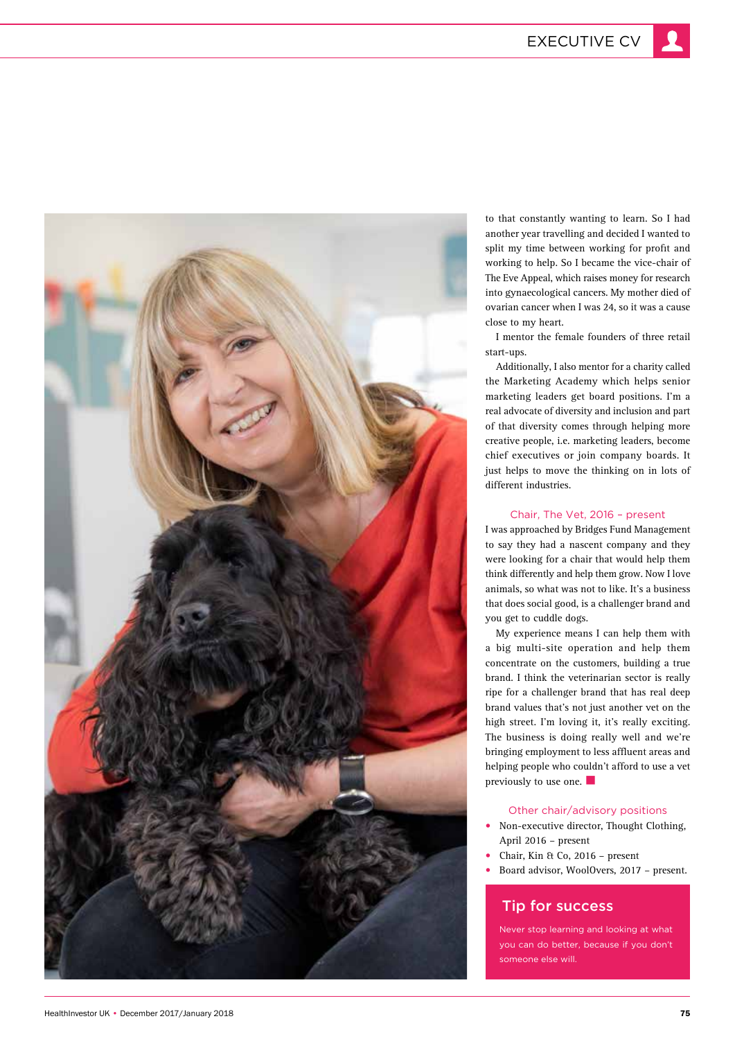to that constantly wanting to learn. So I had another year travelling and decided I wanted to split my time between working for profit and working to help. So I became the vice-chair of The Eve Appeal, which raises money for research into gynaecological cancers. My mother died of ovarian cancer when I was 24, so it was a cause close to my heart.

I mentor the female founders of three retail start-ups.

Additionally, I also mentor for a charity called the Marketing Academy which helps senior marketing leaders get board positions. I'm a real advocate of diversity and inclusion and part of that diversity comes through helping more creative people, i.e. marketing leaders, become chief executives or join company boards. It just helps to move the thinking on in lots of different industries.

### Chair, The Vet, 2016 – present

I was approached by Bridges Fund Management to say they had a nascent company and they were looking for a chair that would help them think differently and help them grow. Now I love animals, so what was not to like. It's a business that does social good, is a challenger brand and you get to cuddle dogs.

My experience means I can help them with a big multi-site operation and help them concentrate on the customers, building a true brand. I think the veterinarian sector is really ripe for a challenger brand that has real deep brand values that's not just another vet on the high street. I'm loving it, it's really exciting. The business is doing really well and we're bringing employment to less affluent areas and helping people who couldn't afford to use a vet previously to use one. ■

### Other chair/advisory positions

- Non-executive director, Thought Clothing, April 2016 – present
- Chair, Kin & Co, 2016 – present
- Board advisor, WoolOvers, 2017 – present.

## Tip for success

Never stop learning and looking at what you can do better, because if you don't someone else will.